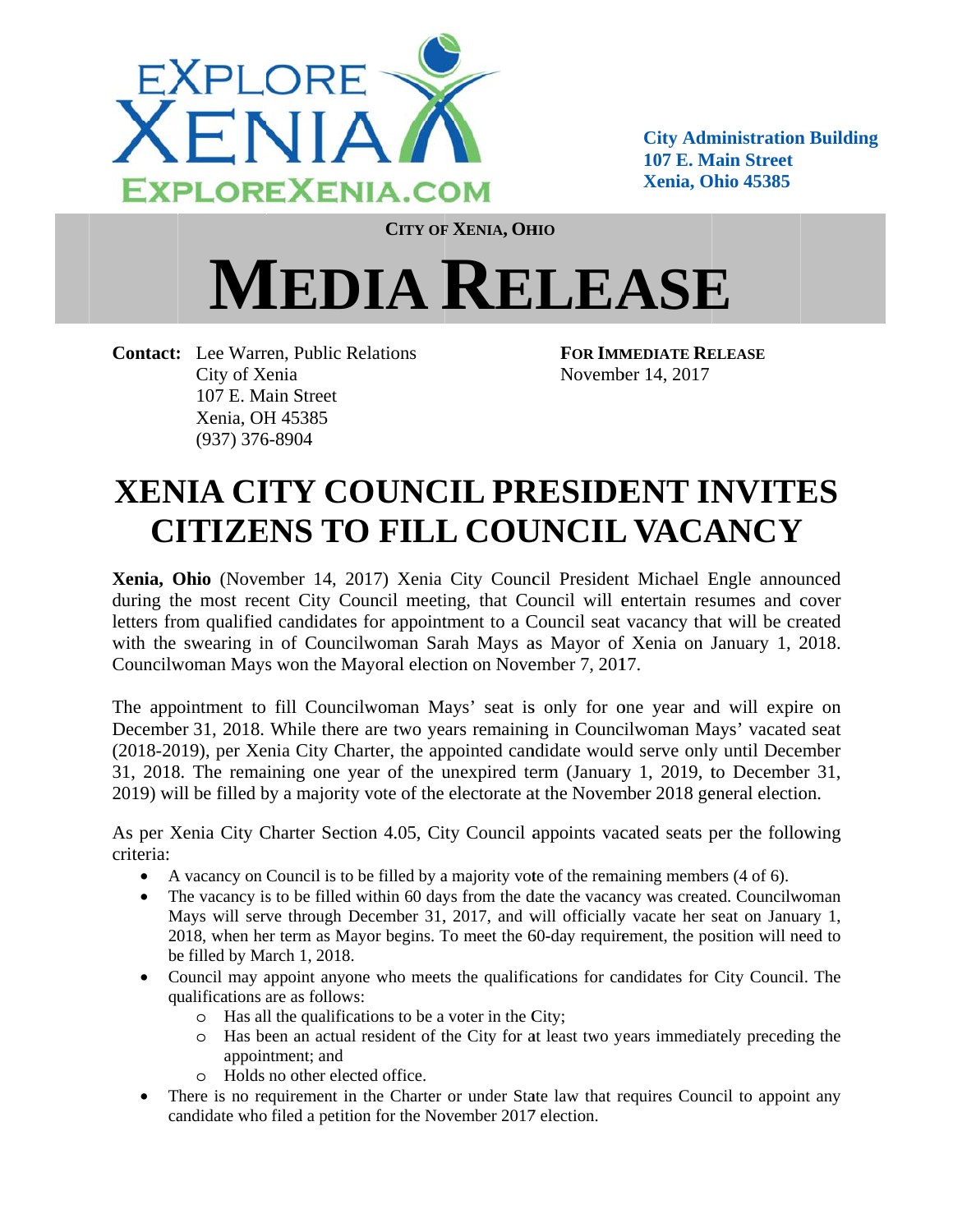EXPLORE XENIA
EXPLOREXENIA.COM

**City Administration Building**
**107 E. Main Street**
**Xenia, Ohio 45385**

**CITY OF XENIA, OHIO**

# MEDIA RELEASE

**Contact:** Lee Warren, Public Relations
City of Xenia
107 E. Main Street
Xenia, OH 45385
(937) 376-8904

**FOR IMMEDIATE RELEASE**
November 14, 2017

## XENIA CITY COUNCIL PRESIDENT INVITES CITIZENS TO FILL COUNCIL VACANCY

**Xenia, Ohio** (November 14, 2017) Xenia City Council President Michael Engle announced during the most recent City Council meeting, that Council will entertain resumes and cover letters from qualified candidates for appointment to a Council seat vacancy that will be created with the swearing in of Councilwoman Sarah Mays as Mayor of Xenia on January 1, 2018. Councilwoman Mays won the Mayoral election on November 7, 2017.

The appointment to fill Councilwoman Mays' seat is only for one year and will expire on December 31, 2018. While there are two years remaining in Councilwoman Mays' vacated seat (2018-2019), per Xenia City Charter, the appointed candidate would serve only until December 31, 2018. The remaining one year of the unexpired term (January 1, 2019, to December 31, 2019) will be filled by a majority vote of the electorate at the November 2018 general election.

As per Xenia City Charter Section 4.05, City Council appoints vacated seats per the following criteria:

- A vacancy on Council is to be filled by a majority vote of the remaining members (4 of 6).
- The vacancy is to be filled within 60 days from the date the vacancy was created. Councilwoman Mays will serve through December 31, 2017, and will officially vacate her seat on January 1, 2018, when her term as Mayor begins. To meet the 60-day requirement, the position will need to be filled by March 1, 2018.
- Council may appoint anyone who meets the qualifications for candidates for City Council. The qualifications are as follows:
  - Has all the qualifications to be a voter in the City;
  - Has been an actual resident of the City for at least two years immediately preceding the appointment; and
  - Holds no other elected office.
- There is no requirement in the Charter or under State law that requires Council to appoint any candidate who filed a petition for the November 2017 election.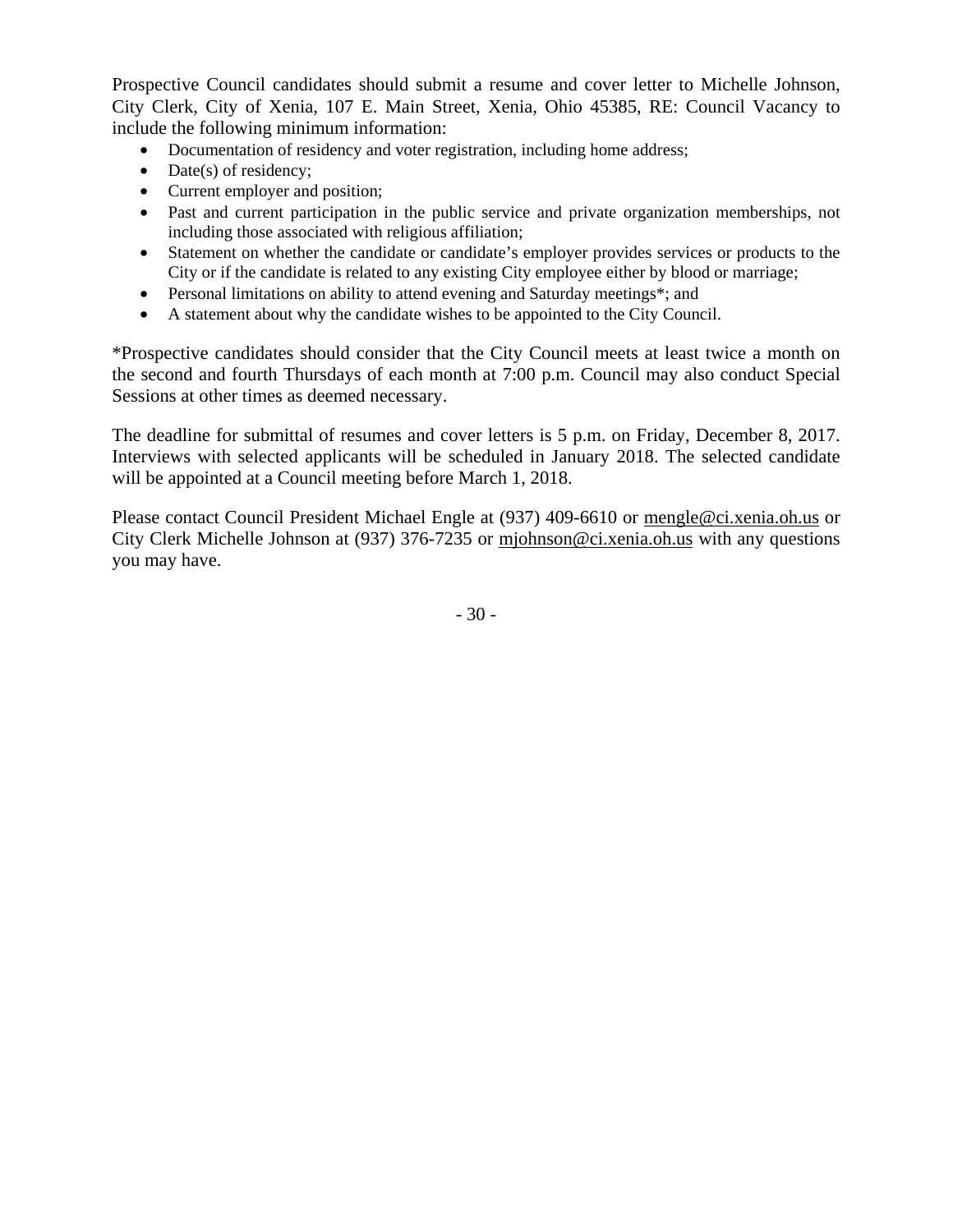Prospective Council candidates should submit a resume and cover letter to Michelle Johnson, City Clerk, City of Xenia, 107 E. Main Street, Xenia, Ohio 45385, RE: Council Vacancy to include the following minimum information:

- Documentation of residency and voter registration, including home address;
- Date(s) of residency;
- Current employer and position;
- Past and current participation in the public service and private organization memberships, not including those associated with religious affiliation;
- Statement on whether the candidate or candidate's employer provides services or products to the City or if the candidate is related to any existing City employee either by blood or marriage;
- Personal limitations on ability to attend evening and Saturday meetings*; and
- A statement about why the candidate wishes to be appointed to the City Council.

*Prospective candidates should consider that the City Council meets at least twice a month on the second and fourth Thursdays of each month at 7:00 p.m. Council may also conduct Special Sessions at other times as deemed necessary.

The deadline for submittal of resumes and cover letters is 5 p.m. on Friday, December 8, 2017. Interviews with selected applicants will be scheduled in January 2018. The selected candidate will be appointed at a Council meeting before March 1, 2018.

Please contact Council President Michael Engle at (937) 409-6610 or mengle@ci.xenia.oh.us or City Clerk Michelle Johnson at (937) 376-7235 or mjohnson@ci.xenia.oh.us with any questions you may have.

\- 30 -